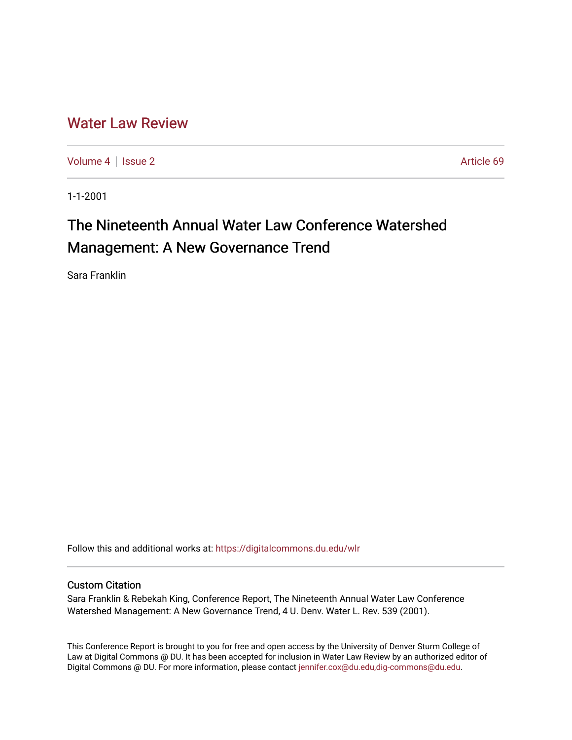# Water Law Review

Volume 4 | Issue 2 Article 69

1-1-2001

## The Nineteenth Annual Water Law Conference Watershed Management: A New Governance Trend

Sara Franklin

Follow this and additional works at: https://digitalcommons.du.edu/wlr

### Custom Citation

Sara Franklin & Rebekah King, Conference Report, The Nineteenth Annual Water Law Conference Watershed Management: A New Governance Trend, 4 U. Denv. Water L. Rev. 539 (2001).

This Conference Report is brought to you for free and open access by the University of Denver Sturm College of Law at Digital Commons @ DU. It has been accepted for inclusion in Water Law Review by an authorized editor of Digital Commons @ DU. For more information, please contact jennifer.cox@du.edu,dig-commons@du.edu.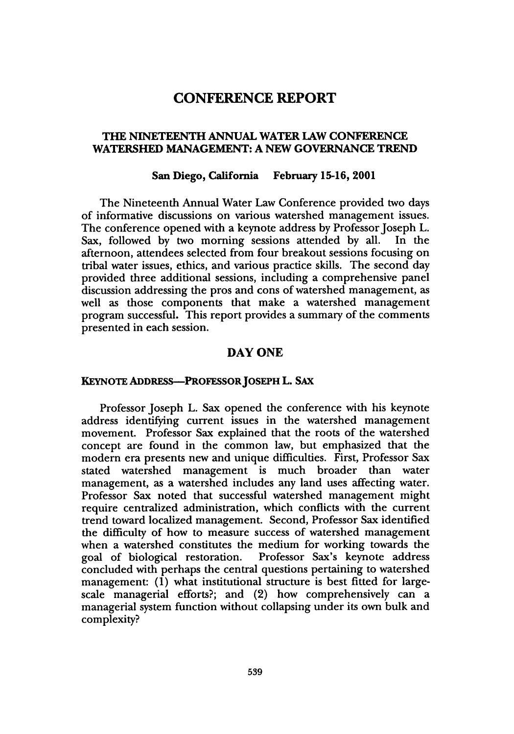# CONFERENCE REPORT

## THE NINETEENTH ANNUAL WATER LAW CONFERENCE WATERSHED MANAGEMENT: A NEW GOVERNANCE TREND

**San Diego, California February 15-16, 2001**

The Nineteenth Annual Water Law Conference provided two days of informative discussions on various watershed management issues. The conference opened with a keynote address by Professor Joseph L. Sax, followed by two morning sessions attended by all. In the afternoon, attendees selected from four breakout sessions focusing on tribal water issues, ethics, and various practice skills. The second day provided three additional sessions, including a comprehensive panel discussion addressing the pros and cons of watershed management, as well as those components that make a watershed management program successful. This report provides a summary of the comments presented in each session.

## DAY ONE

### KEYNOTE ADDRESS—PROFESSOR JOSEPH L. SAX

Professor Joseph L. Sax opened the conference with his keynote address identifying current issues in the watershed management movement. Professor Sax explained that the roots of the watershed concept are found in the common law, but emphasized that the modern era presents new and unique difficulties. First, Professor Sax stated watershed management is much broader than water management, as a watershed includes any land uses affecting water. Professor Sax noted that successful watershed management might require centralized administration, which conflicts with the current trend toward localized management. Second, Professor Sax identified the difficulty of how to measure success of watershed management when a watershed constitutes the medium for working towards the goal of biological restoration. Professor Sax's keynote address concluded with perhaps the central questions pertaining to watershed management: (1) what institutional structure is best fitted for large-scale managerial efforts?; and (2) how comprehensively can a managerial system function without collapsing under its own bulk and complexity?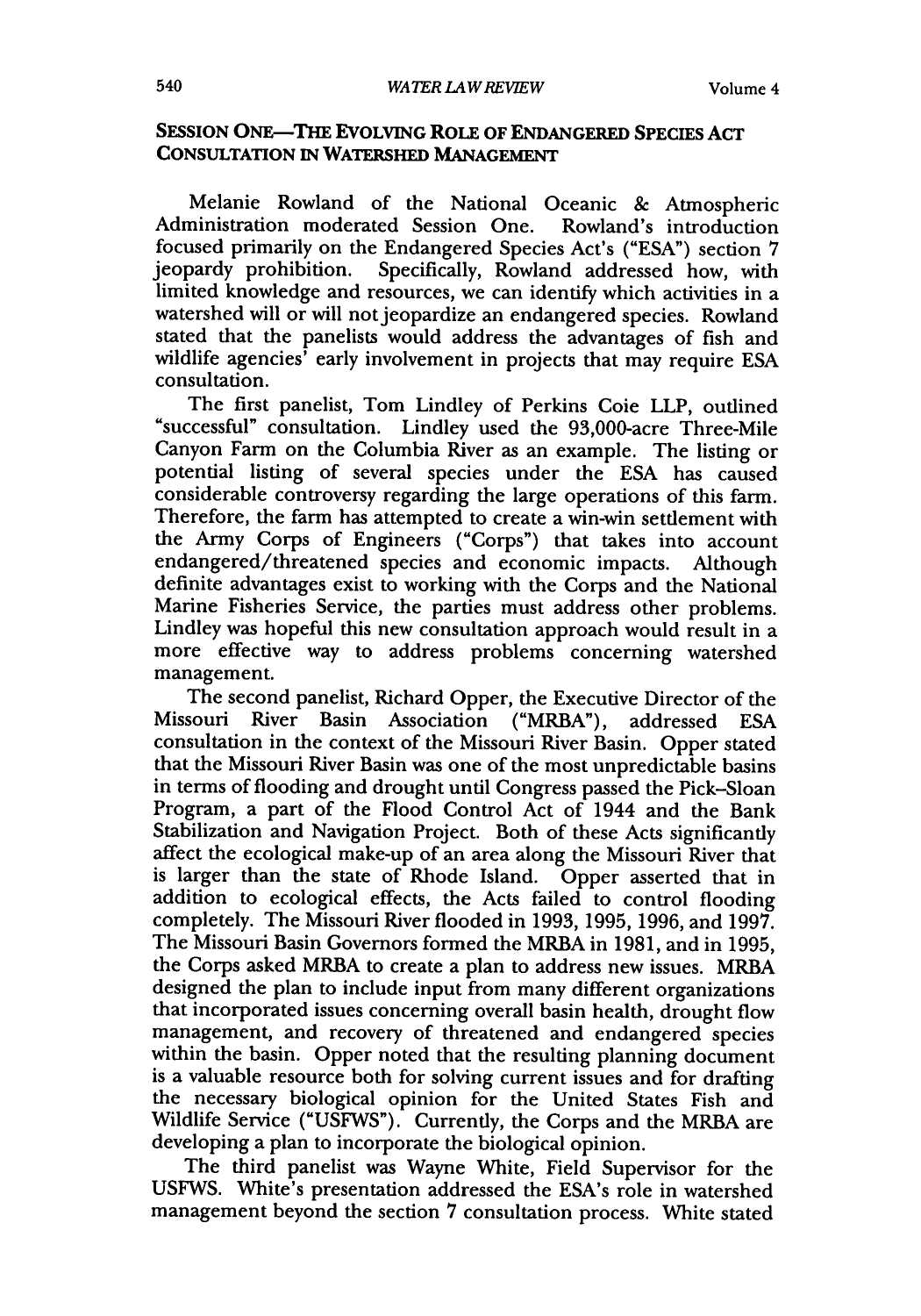## SESSION ONE—THE EVOLVING ROLE OF ENDANGERED SPECIES ACT CONSULTATION IN WATERSHED MANAGEMENT

Melanie Rowland of the National Oceanic & Atmospheric Administration moderated Session One. Rowland's introduction focused primarily on the Endangered Species Act's ("ESA") section 7 jeopardy prohibition. Specifically, Rowland addressed how, with limited knowledge and resources, we can identify which activities in a watershed will or will not jeopardize an endangered species. Rowland stated that the panelists would address the advantages of fish and wildlife agencies' early involvement in projects that may require ESA consultation.

The first panelist, Tom Lindley of Perkins Coie LLP, outlined "successful" consultation. Lindley used the 93,000-acre Three-Mile Canyon Farm on the Columbia River as an example. The listing or potential listing of several species under the ESA has caused considerable controversy regarding the large operations of this farm. Therefore, the farm has attempted to create a win-win settlement with the Army Corps of Engineers ("Corps") that takes into account endangered/threatened species and economic impacts. Although definite advantages exist to working with the Corps and the National Marine Fisheries Service, the parties must address other problems. Lindley was hopeful this new consultation approach would result in a more effective way to address problems concerning watershed management.

The second panelist, Richard Opper, the Executive Director of the Missouri River Basin Association ("MRBA"), addressed ESA consultation in the context of the Missouri River Basin. Opper stated that the Missouri River Basin was one of the most unpredictable basins in terms of flooding and drought until Congress passed the Pick–Sloan Program, a part of the Flood Control Act of 1944 and the Bank Stabilization and Navigation Project. Both of these Acts significantly affect the ecological make-up of an area along the Missouri River that is larger than the state of Rhode Island. Opper asserted that in addition to ecological effects, the Acts failed to control flooding completely. The Missouri River flooded in 1993, 1995, 1996, and 1997. The Missouri Basin Governors formed the MRBA in 1981, and in 1995, the Corps asked MRBA to create a plan to address new issues. MRBA designed the plan to include input from many different organizations that incorporated issues concerning overall basin health, drought flow management, and recovery of threatened and endangered species within the basin. Opper noted that the resulting planning document is a valuable resource both for solving current issues and for drafting the necessary biological opinion for the United States Fish and Wildlife Service ("USFWS"). Currently, the Corps and the MRBA are developing a plan to incorporate the biological opinion.

The third panelist was Wayne White, Field Supervisor for the USFWS. White's presentation addressed the ESA's role in watershed management beyond the section 7 consultation process. White stated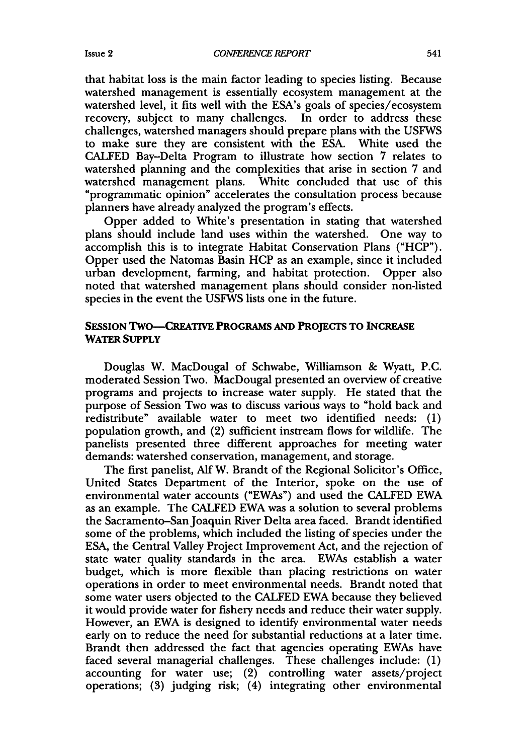that habitat loss is the main factor leading to species listing. Because watershed management is essentially ecosystem management at the watershed level, it fits well with the ESA's goals of species/ecosystem recovery, subject to many challenges. In order to address these challenges, watershed managers should prepare plans with the USFWS to make sure they are consistent with the ESA. White used the CALFED Bay-Delta Program to illustrate how section 7 relates to watershed planning and the complexities that arise in section 7 and watershed management plans. White concluded that use of this "programmatic opinion" accelerates the consultation process because planners have already analyzed the program's effects.

Opper added to White's presentation in stating that watershed plans should include land uses within the watershed. One way to accomplish this is to integrate Habitat Conservation Plans ("HCP"). Opper used the Natomas Basin HCP as an example, since it included urban development, farming, and habitat protection. Opper also noted that watershed management plans should consider non-listed species in the event the USFWS lists one in the future.

## SESSION TWO—CREATIVE PROGRAMS AND PROJECTS TO INCREASE WATER SUPPLY

Douglas W. MacDougal of Schwabe, Williamson & Wyatt, P.C. moderated Session Two. MacDougal presented an overview of creative programs and projects to increase water supply. He stated that the purpose of Session Two was to discuss various ways to "hold back and redistribute" available water to meet two identified needs: (1) population growth, and (2) sufficient instream flows for wildlife. The panelists presented three different approaches for meeting water demands: watershed conservation, management, and storage.

The first panelist, Alf W. Brandt of the Regional Solicitor's Office, United States Department of the Interior, spoke on the use of environmental water accounts ("EWAs") and used the CALFED EWA as an example. The CALFED EWA was a solution to several problems the Sacramento-San Joaquin River Delta area faced. Brandt identified some of the problems, which included the listing of species under the ESA, the Central Valley Project Improvement Act, and the rejection of state water quality standards in the area. EWAs establish a water budget, which is more flexible than placing restrictions on water operations in order to meet environmental needs. Brandt noted that some water users objected to the CALFED EWA because they believed it would provide water for fishery needs and reduce their water supply. However, an EWA is designed to identify environmental water needs early on to reduce the need for substantial reductions at a later time. Brandt then addressed the fact that agencies operating EWAs have faced several managerial challenges. These challenges include: (1) accounting for water use; (2) controlling water assets/project operations; (3) judging risk; (4) integrating other environmental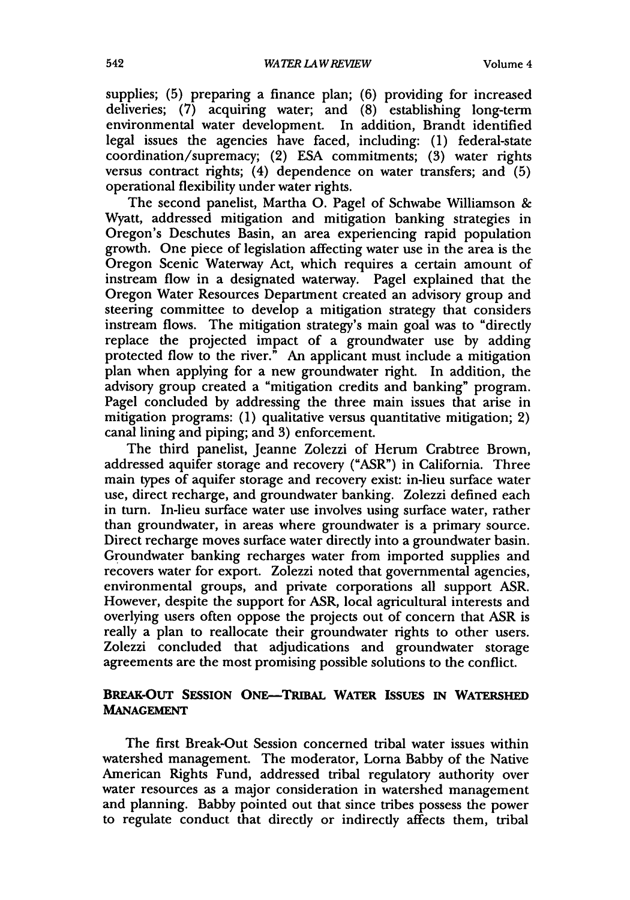supplies; (5) preparing a finance plan; (6) providing for increased deliveries; (7) acquiring water; and (8) establishing long-term environmental water development. In addition, Brandt identified legal issues the agencies have faced, including: (1) federal-state coordination/supremacy; (2) ESA commitments; (3) water rights versus contract rights; (4) dependence on water transfers; and (5) operational flexibility under water rights.

The second panelist, Martha O. Pagel of Schwabe Williamson & Wyatt, addressed mitigation and mitigation banking strategies in Oregon's Deschutes Basin, an area experiencing rapid population growth. One piece of legislation affecting water use in the area is the Oregon Scenic Waterway Act, which requires a certain amount of instream flow in a designated waterway. Pagel explained that the Oregon Water Resources Department created an advisory group and steering committee to develop a mitigation strategy that considers instream flows. The mitigation strategy's main goal was to "directly replace the projected impact of a groundwater use by adding protected flow to the river." An applicant must include a mitigation plan when applying for a new groundwater right. In addition, the advisory group created a "mitigation credits and banking" program. Pagel concluded by addressing the three main issues that arise in mitigation programs: (1) qualitative versus quantitative mitigation; 2) canal lining and piping; and 3) enforcement.

The third panelist, Jeanne Zolezzi of Herum Crabtree Brown, addressed aquifer storage and recovery ("ASR") in California. Three main types of aquifer storage and recovery exist: in-lieu surface water use, direct recharge, and groundwater banking. Zolezzi defined each in turn. In-lieu surface water use involves using surface water, rather than groundwater, in areas where groundwater is a primary source. Direct recharge moves surface water directly into a groundwater basin. Groundwater banking recharges water from imported supplies and recovers water for export. Zolezzi noted that governmental agencies, environmental groups, and private corporations all support ASR. However, despite the support for ASR, local agricultural interests and overlying users often oppose the projects out of concern that ASR is really a plan to reallocate their groundwater rights to other users. Zolezzi concluded that adjudications and groundwater storage agreements are the most promising possible solutions to the conflict.

## BREAK-OUT SESSION ONE—TRIBAL WATER ISSUES IN WATERSHED MANAGEMENT

The first Break-Out Session concerned tribal water issues within watershed management. The moderator, Lorna Babby of the Native American Rights Fund, addressed tribal regulatory authority over water resources as a major consideration in watershed management and planning. Babby pointed out that since tribes possess the power to regulate conduct that directly or indirectly affects them, tribal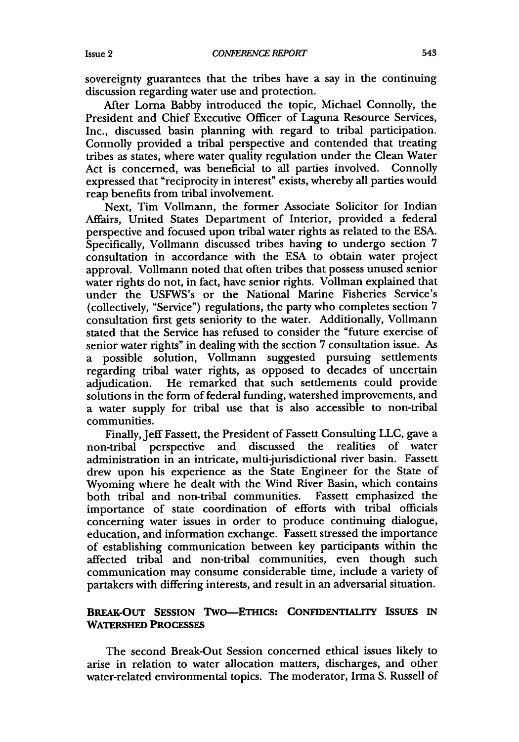sovereignty guarantees that the tribes have a say in the continuing discussion regarding water use and protection.

After Lorna Babby introduced the topic, Michael Connolly, the President and Chief Executive Officer of Laguna Resource Services, Inc., discussed basin planning with regard to tribal participation. Connolly provided a tribal perspective and contended that treating tribes as states, where water quality regulation under the Clean Water Act is concerned, was beneficial to all parties involved. Connolly expressed that "reciprocity in interest" exists, whereby all parties would reap benefits from tribal involvement.

Next, Tim Vollmann, the former Associate Solicitor for Indian Affairs, United States Department of Interior, provided a federal perspective and focused upon tribal water rights as related to the ESA. Specifically, Vollmann discussed tribes having to undergo section 7 consultation in accordance with the ESA to obtain water project approval. Vollmann noted that often tribes that possess unused senior water rights do not, in fact, have senior rights. Vollman explained that under the USFWS's or the National Marine Fisheries Service's (collectively, "Service") regulations, the party who completes section 7 consultation first gets seniority to the water. Additionally, Vollmann stated that the Service has refused to consider the "future exercise of senior water rights" in dealing with the section 7 consultation issue. As a possible solution, Vollmann suggested pursuing settlements regarding tribal water rights, as opposed to decades of uncertain adjudication. He remarked that such settlements could provide solutions in the form of federal funding, watershed improvements, and a water supply for tribal use that is also accessible to non-tribal communities.

Finally, Jeff Fassett, the President of Fassett Consulting LLC, gave a non-tribal perspective and discussed the realities of water administration in an intricate, multi-jurisdictional river basin. Fassett drew upon his experience as the State Engineer for the State of Wyoming where he dealt with the Wind River Basin, which contains both tribal and non-tribal communities. Fassett emphasized the importance of state coordination of efforts with tribal officials concerning water issues in order to produce continuing dialogue, education, and information exchange. Fassett stressed the importance of establishing communication between key participants within the affected tribal and non-tribal communities, even though such communication may consume considerable time, include a variety of partakers with differing interests, and result in an adversarial situation.

## BREAK-OUT SESSION TWO—ETHICS: CONFIDENTIALITY ISSUES IN WATERSHED PROCESSES

The second Break-Out Session concerned ethical issues likely to arise in relation to water allocation matters, discharges, and other water-related environmental topics. The moderator, Irma S. Russell of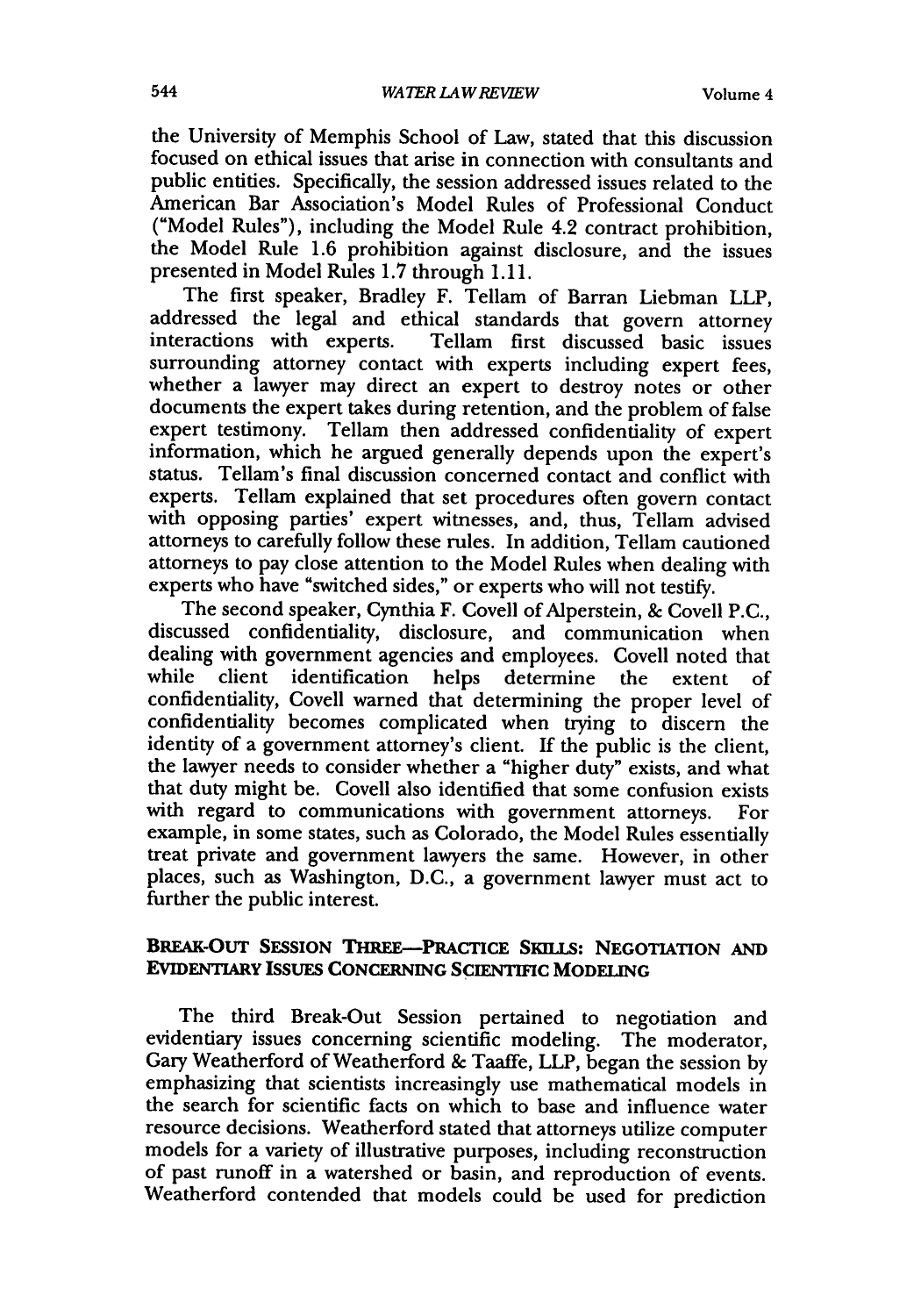the University of Memphis School of Law, stated that this discussion focused on ethical issues that arise in connection with consultants and public entities. Specifically, the session addressed issues related to the American Bar Association's Model Rules of Professional Conduct ("Model Rules"), including the Model Rule 4.2 contract prohibition, the Model Rule 1.6 prohibition against disclosure, and the issues presented in Model Rules 1.7 through 1.11.

The first speaker, Bradley F. Tellam of Barran Liebman LLP, addressed the legal and ethical standards that govern attorney interactions with experts. Tellam first discussed basic issues surrounding attorney contact with experts including expert fees, whether a lawyer may direct an expert to destroy notes or other documents the expert takes during retention, and the problem of false expert testimony. Tellam then addressed confidentiality of expert information, which he argued generally depends upon the expert's status. Tellam's final discussion concerned contact and conflict with experts. Tellam explained that set procedures often govern contact with opposing parties' expert witnesses, and, thus, Tellam advised attorneys to carefully follow these rules. In addition, Tellam cautioned attorneys to pay close attention to the Model Rules when dealing with experts who have "switched sides," or experts who will not testify.

The second speaker, Cynthia F. Covell of Alperstein, & Covell P.C., discussed confidentiality, disclosure, and communication when dealing with government agencies and employees. Covell noted that while client identification helps determine the extent of confidentiality, Covell warned that determining the proper level of confidentiality becomes complicated when trying to discern the identity of a government attorney's client. If the public is the client, the lawyer needs to consider whether a "higher duty" exists, and what that duty might be. Covell also identified that some confusion exists with regard to communications with government attorneys. For example, in some states, such as Colorado, the Model Rules essentially treat private and government lawyers the same. However, in other places, such as Washington, D.C., a government lawyer must act to further the public interest.

### BREAK-OUT SESSION THREE—PRACTICE SKILLS: NEGOTIATION AND EVIDENTIARY ISSUES CONCERNING SCIENTIFIC MODELING

The third Break-Out Session pertained to negotiation and evidentiary issues concerning scientific modeling. The moderator, Gary Weatherford of Weatherford & Taaffe, LLP, began the session by emphasizing that scientists increasingly use mathematical models in the search for scientific facts on which to base and influence water resource decisions. Weatherford stated that attorneys utilize computer models for a variety of illustrative purposes, including reconstruction of past runoff in a watershed or basin, and reproduction of events. Weatherford contended that models could be used for prediction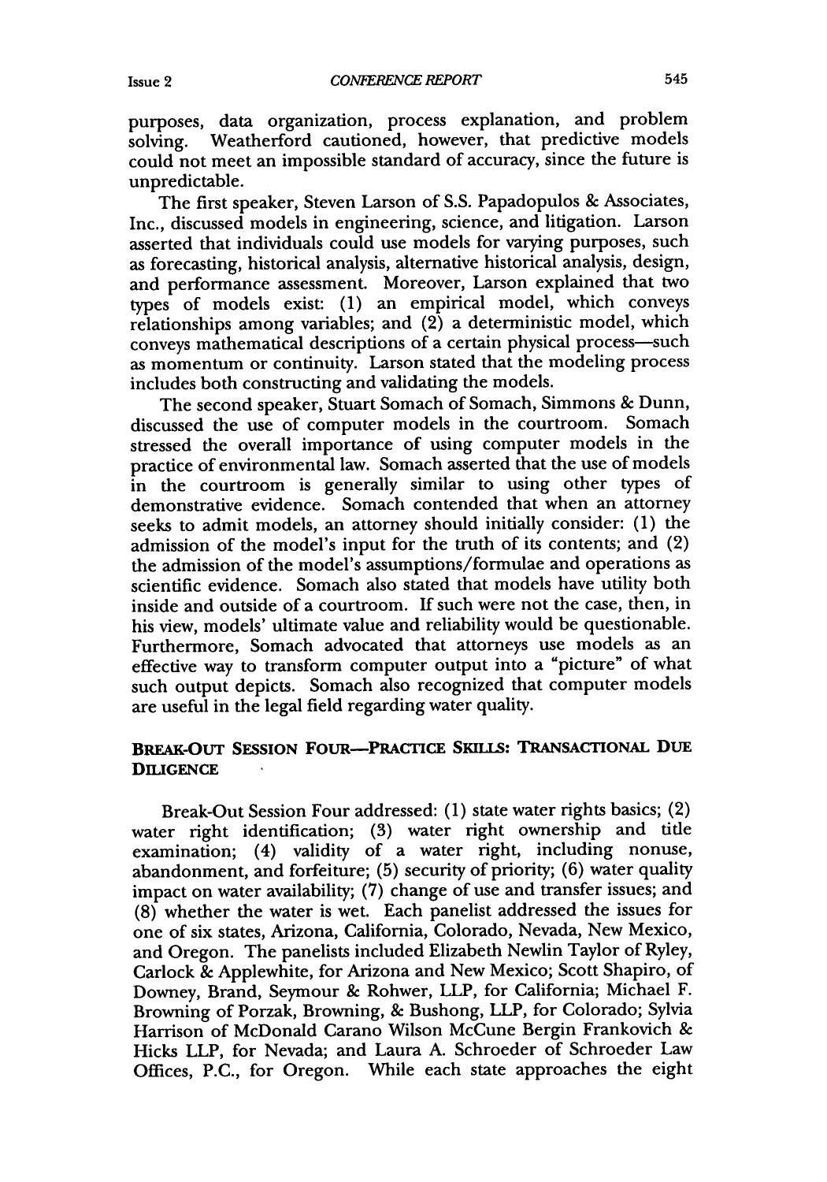purposes, data organization, process explanation, and problem solving. Weatherford cautioned, however, that predictive models could not meet an impossible standard of accuracy, since the future is unpredictable.

The first speaker, Steven Larson of S.S. Papadopulos & Associates, Inc., discussed models in engineering, science, and litigation. Larson asserted that individuals could use models for varying purposes, such as forecasting, historical analysis, alternative historical analysis, design, and performance assessment. Moreover, Larson explained that two types of models exist: (1) an empirical model, which conveys relationships among variables; and (2) a deterministic model, which conveys mathematical descriptions of a certain physical process—such as momentum or continuity. Larson stated that the modeling process includes both constructing and validating the models.

The second speaker, Stuart Somach of Somach, Simmons & Dunn, discussed the use of computer models in the courtroom. Somach stressed the overall importance of using computer models in the practice of environmental law. Somach asserted that the use of models in the courtroom is generally similar to using other types of demonstrative evidence. Somach contended that when an attorney seeks to admit models, an attorney should initially consider: (1) the admission of the model's input for the truth of its contents; and (2) the admission of the model's assumptions/formulae and operations as scientific evidence. Somach also stated that models have utility both inside and outside of a courtroom. If such were not the case, then, in his view, models' ultimate value and reliability would be questionable. Furthermore, Somach advocated that attorneys use models as an effective way to transform computer output into a "picture" of what such output depicts. Somach also recognized that computer models are useful in the legal field regarding water quality.

## BREAK-OUT SESSION FOUR—PRACTICE SKILLS: TRANSACTIONAL DUE DILIGENCE

Break-Out Session Four addressed: (1) state water rights basics; (2) water right identification; (3) water right ownership and title examination; (4) validity of a water right, including nonuse, abandonment, and forfeiture; (5) security of priority; (6) water quality impact on water availability; (7) change of use and transfer issues; and (8) whether the water is wet. Each panelist addressed the issues for one of six states, Arizona, California, Colorado, Nevada, New Mexico, and Oregon. The panelists included Elizabeth Newlin Taylor of Ryley, Carlock & Applewhite, for Arizona and New Mexico; Scott Shapiro, of Downey, Brand, Seymour & Rohwer, LLP, for California; Michael F. Browning of Porzak, Browning, & Bushong, LLP, for Colorado; Sylvia Harrison of McDonald Carano Wilson McCune Bergin Frankovich & Hicks LLP, for Nevada; and Laura A. Schroeder of Schroeder Law Offices, P.C., for Oregon. While each state approaches the eight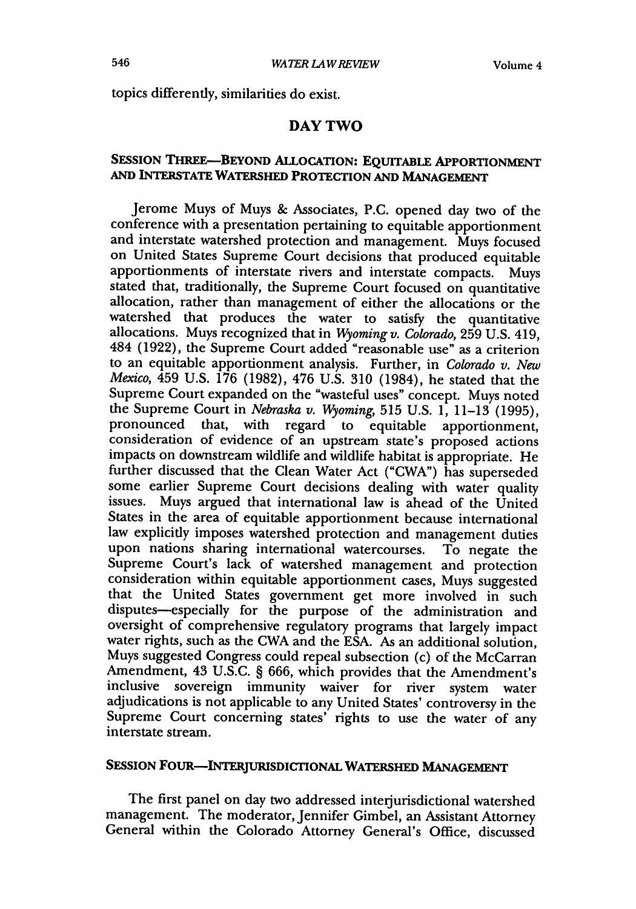topics differently, similarities do exist.

## DAY TWO

### SESSION THREE—BEYOND ALLOCATION: EQUITABLE APPORTIONMENT AND INTERSTATE WATERSHED PROTECTION AND MANAGEMENT

Jerome Muys of Muys & Associates, P.C. opened day two of the conference with a presentation pertaining to equitable apportionment and interstate watershed protection and management. Muys focused on United States Supreme Court decisions that produced equitable apportionments of interstate rivers and interstate compacts. Muys stated that, traditionally, the Supreme Court focused on quantitative allocation, rather than management of either the allocations or the watershed that produces the water to satisfy the quantitative allocations. Muys recognized that in *Wyoming v. Colorado*, 259 U.S. 419, 484 (1922), the Supreme Court added "reasonable use" as a criterion to an equitable apportionment analysis. Further, in *Colorado v. New Mexico*, 459 U.S. 176 (1982), 476 U.S. 310 (1984), he stated that the Supreme Court expanded on the "wasteful uses" concept. Muys noted the Supreme Court in *Nebraska v. Wyoming*, 515 U.S. 1, 11–13 (1995), pronounced that, with regard to equitable apportionment, consideration of evidence of an upstream state's proposed actions impacts on downstream wildlife and wildlife habitat is appropriate. He further discussed that the Clean Water Act ("CWA") has superseded some earlier Supreme Court decisions dealing with water quality issues. Muys argued that international law is ahead of the United States in the area of equitable apportionment because international law explicitly imposes watershed protection and management duties upon nations sharing international watercourses. To negate the Supreme Court's lack of watershed management and protection consideration within equitable apportionment cases, Muys suggested that the United States government get more involved in such disputes—especially for the purpose of the administration and oversight of comprehensive regulatory programs that largely impact water rights, such as the CWA and the ESA. As an additional solution, Muys suggested Congress could repeal subsection (c) of the McCarran Amendment, 43 U.S.C. § 666, which provides that the Amendment's inclusive sovereign immunity waiver for river system water adjudications is not applicable to any United States' controversy in the Supreme Court concerning states' rights to use the water of any interstate stream.

### SESSION FOUR—INTERJURISDICTIONAL WATERSHED MANAGEMENT

The first panel on day two addressed interjurisdictional watershed management. The moderator, Jennifer Gimbel, an Assistant Attorney General within the Colorado Attorney General's Office, discussed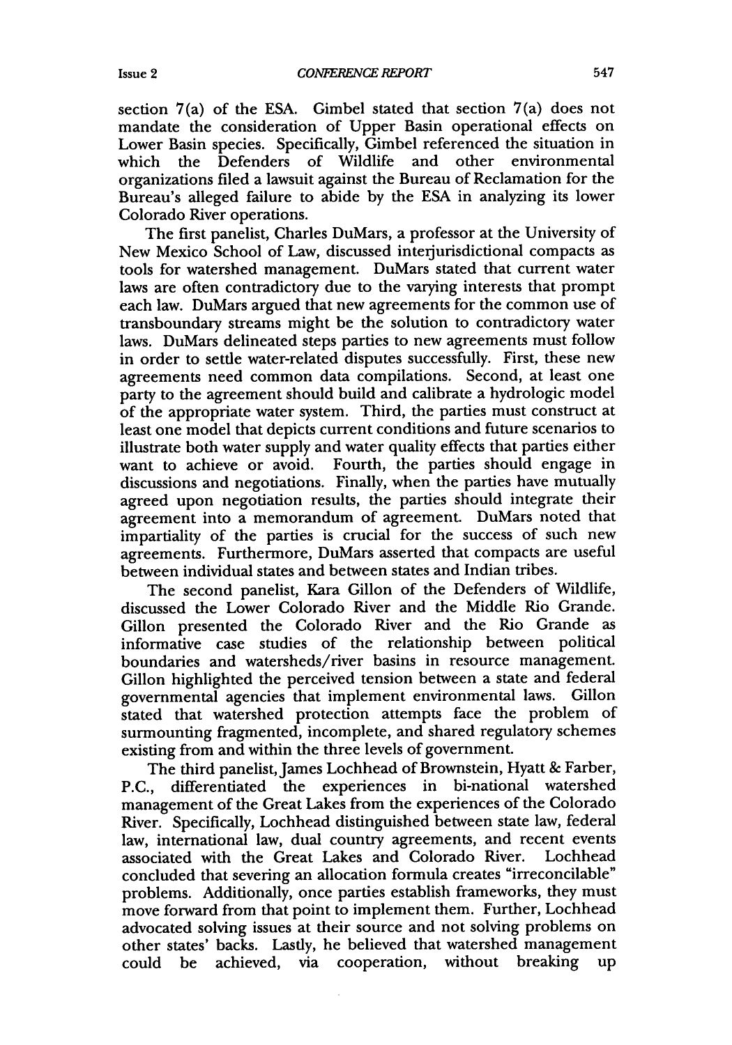section 7(a) of the ESA. Gimbel stated that section 7(a) does not mandate the consideration of Upper Basin operational effects on Lower Basin species. Specifically, Gimbel referenced the situation in which the Defenders of Wildlife and other environmental organizations filed a lawsuit against the Bureau of Reclamation for the Bureau's alleged failure to abide by the ESA in analyzing its lower Colorado River operations.

The first panelist, Charles DuMars, a professor at the University of New Mexico School of Law, discussed interjurisdictional compacts as tools for watershed management. DuMars stated that current water laws are often contradictory due to the varying interests that prompt each law. DuMars argued that new agreements for the common use of transboundary streams might be the solution to contradictory water laws. DuMars delineated steps parties to new agreements must follow in order to settle water-related disputes successfully. First, these new agreements need common data compilations. Second, at least one party to the agreement should build and calibrate a hydrologic model of the appropriate water system. Third, the parties must construct at least one model that depicts current conditions and future scenarios to illustrate both water supply and water quality effects that parties either want to achieve or avoid. Fourth, the parties should engage in discussions and negotiations. Finally, when the parties have mutually agreed upon negotiation results, the parties should integrate their agreement into a memorandum of agreement. DuMars noted that impartiality of the parties is crucial for the success of such new agreements. Furthermore, DuMars asserted that compacts are useful between individual states and between states and Indian tribes.

The second panelist, Kara Gillon of the Defenders of Wildlife, discussed the Lower Colorado River and the Middle Rio Grande. Gillon presented the Colorado River and the Rio Grande as informative case studies of the relationship between political boundaries and watersheds/river basins in resource management. Gillon highlighted the perceived tension between a state and federal governmental agencies that implement environmental laws. Gillon stated that watershed protection attempts face the problem of surmounting fragmented, incomplete, and shared regulatory schemes existing from and within the three levels of government.

The third panelist, James Lochhead of Brownstein, Hyatt & Farber, P.C., differentiated the experiences in bi-national watershed management of the Great Lakes from the experiences of the Colorado River. Specifically, Lochhead distinguished between state law, federal law, international law, dual country agreements, and recent events associated with the Great Lakes and Colorado River. Lochhead concluded that severing an allocation formula creates "irreconcilable" problems. Additionally, once parties establish frameworks, they must move forward from that point to implement them. Further, Lochhead advocated solving issues at their source and not solving problems on other states' backs. Lastly, he believed that watershed management could be achieved, via cooperation, without breaking up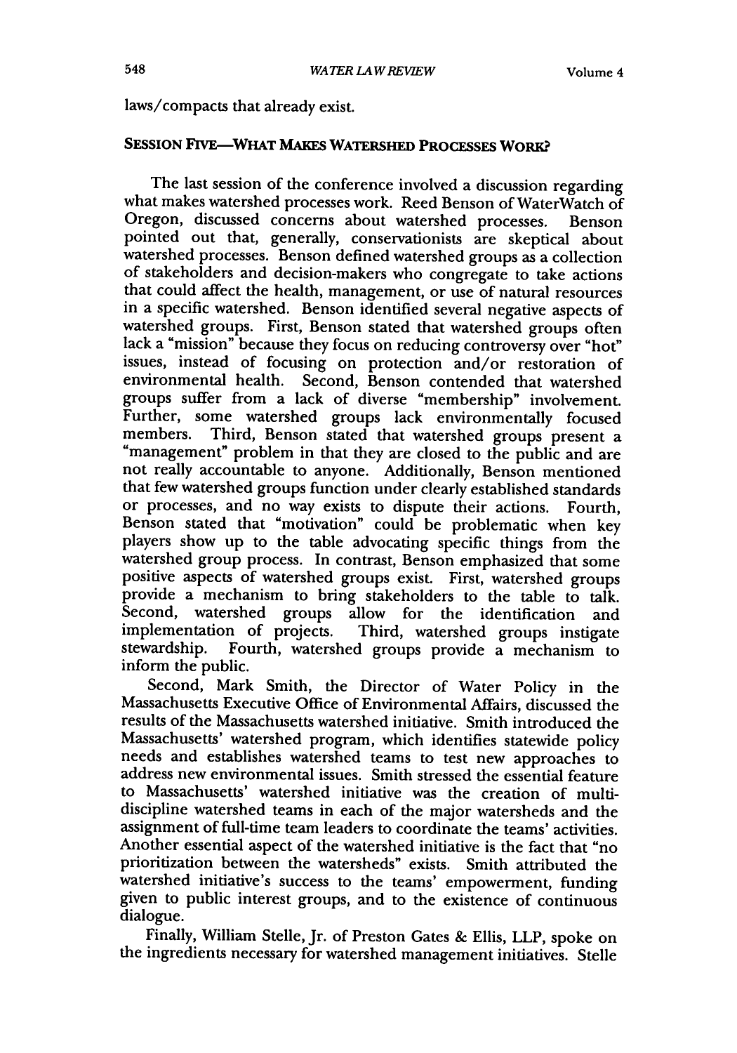laws/compacts that already exist.

## SESSION FIVE—WHAT MAKES WATERSHED PROCESSES WORK?

The last session of the conference involved a discussion regarding what makes watershed processes work. Reed Benson of WaterWatch of Oregon, discussed concerns about watershed processes. Benson pointed out that, generally, conservationists are skeptical about watershed processes. Benson defined watershed groups as a collection of stakeholders and decision-makers who congregate to take actions that could affect the health, management, or use of natural resources in a specific watershed. Benson identified several negative aspects of watershed groups. First, Benson stated that watershed groups often lack a "mission" because they focus on reducing controversy over "hot" issues, instead of focusing on protection and/or restoration of environmental health. Second, Benson contended that watershed groups suffer from a lack of diverse "membership" involvement. Further, some watershed groups lack environmentally focused members. Third, Benson stated that watershed groups present a "management" problem in that they are closed to the public and are not really accountable to anyone. Additionally, Benson mentioned that few watershed groups function under clearly established standards or processes, and no way exists to dispute their actions. Fourth, Benson stated that "motivation" could be problematic when key players show up to the table advocating specific things from the watershed group process. In contrast, Benson emphasized that some positive aspects of watershed groups exist. First, watershed groups provide a mechanism to bring stakeholders to the table to talk. Second, watershed groups allow for the identification and implementation of projects. Third, watershed groups instigate stewardship. Fourth, watershed groups provide a mechanism to inform the public.

Second, Mark Smith, the Director of Water Policy in the Massachusetts Executive Office of Environmental Affairs, discussed the results of the Massachusetts watershed initiative. Smith introduced the Massachusetts' watershed program, which identifies statewide policy needs and establishes watershed teams to test new approaches to address new environmental issues. Smith stressed the essential feature to Massachusetts' watershed initiative was the creation of multi-discipline watershed teams in each of the major watersheds and the assignment of full-time team leaders to coordinate the teams' activities. Another essential aspect of the watershed initiative is the fact that "no prioritization between the watersheds" exists. Smith attributed the watershed initiative's success to the teams' empowerment, funding given to public interest groups, and to the existence of continuous dialogue.

Finally, William Stelle, Jr. of Preston Gates & Ellis, LLP, spoke on the ingredients necessary for watershed management initiatives. Stelle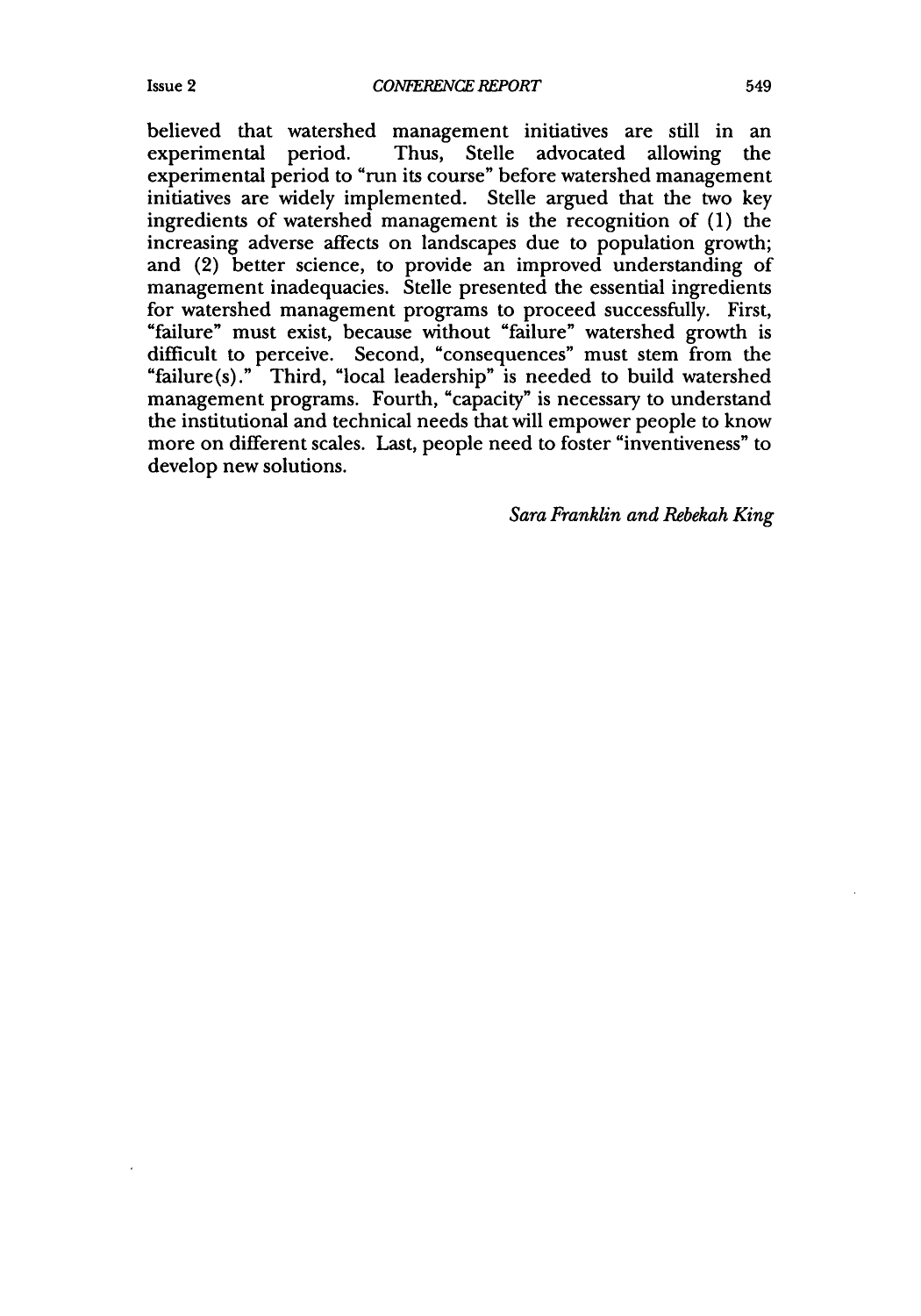believed that watershed management initiatives are still in an experimental period. Thus, Stelle advocated allowing the experimental period to "run its course" before watershed management initiatives are widely implemented. Stelle argued that the two key ingredients of watershed management is the recognition of (1) the increasing adverse affects on landscapes due to population growth; and (2) better science, to provide an improved understanding of management inadequacies. Stelle presented the essential ingredients for watershed management programs to proceed successfully. First, "failure" must exist, because without "failure" watershed growth is difficult to perceive. Second, "consequences" must stem from the "failure(s)." Third, "local leadership" is needed to build watershed management programs. Fourth, "capacity" is necessary to understand the institutional and technical needs that will empower people to know more on different scales. Last, people need to foster "inventiveness" to develop new solutions.

*Sara Franklin and Rebekah King*